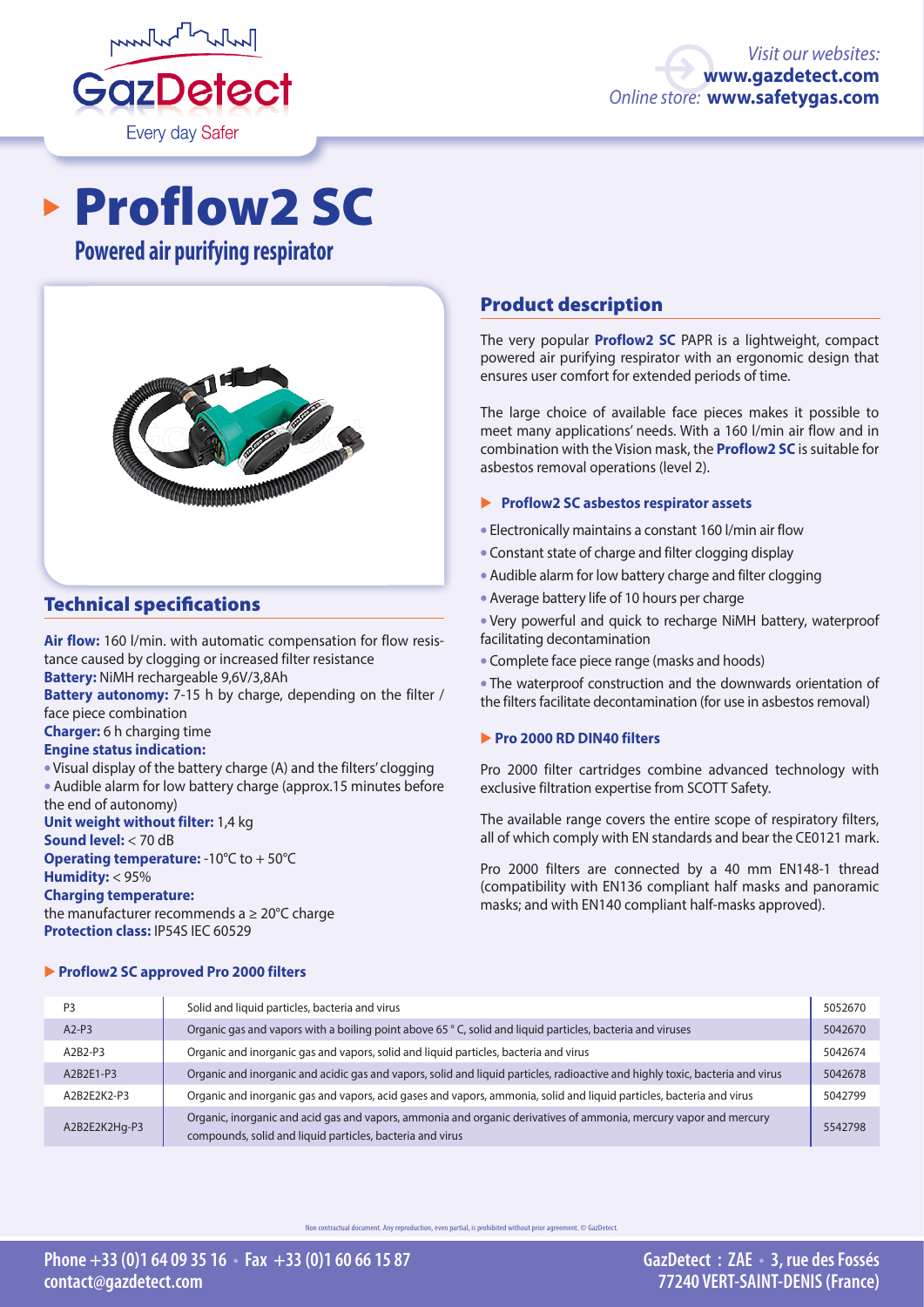GazDetect
Every day Safer

*Visit our websites:* **www.gazdetect.com**
*Online store:* **www.safetygas.com**

# Proflow2 SC

## Powered air purifying respirator

## Technical specifications

**Air flow:** 160 l/min. with automatic compensation for flow resistance caused by clogging or increased filter resistance
**Battery:** NiMH rechargeable 9,6V/3,8Ah
**Battery autonomy:** 7-15 h by charge, depending on the filter / face piece combination
**Charger:** 6 h charging time
**Engine status indication:**
- Visual display of the battery charge (A) and the filters' clogging
- Audible alarm for low battery charge (approx.15 minutes before the end of autonomy)

**Unit weight without filter:** 1,4 kg
**Sound level:** < 70 dB
**Operating temperature:** -10°C to + 50°C
**Humidity:** < 95%
**Charging temperature:**
the manufacturer recommends a ≥ 20°C charge
**Protection class:** IP54S IEC 60529

## Product description

The very popular **Proflow2 SC** PAPR is a lightweight, compact powered air purifying respirator with an ergonomic design that ensures user comfort for extended periods of time.

The large choice of available face pieces makes it possible to meet many applications' needs. With a 160 l/min air flow and in combination with the Vision mask, the **Proflow2 SC** is suitable for asbestos removal operations (level 2).

### Proflow2 SC asbestos respirator assets

- Electronically maintains a constant 160 l/min air flow
- Constant state of charge and filter clogging display
- Audible alarm for low battery charge and filter clogging
- Average battery life of 10 hours per charge
- Very powerful and quick to recharge NiMH battery, waterproof facilitating decontamination
- Complete face piece range (masks and hoods)
- The waterproof construction and the downwards orientation of the filters facilitate decontamination (for use in asbestos removal)

### Pro 2000 RD DIN40 filters

Pro 2000 filter cartridges combine advanced technology with exclusive filtration expertise from SCOTT Safety.

The available range covers the entire scope of respiratory filters, all of which comply with EN standards and bear the CE0121 mark.

Pro 2000 filters are connected by a 40 mm EN148-1 thread (compatibility with EN136 compliant half masks and panoramic masks; and with EN140 compliant half-masks approved).

### Proflow2 SC approved Pro 2000 filters

| | | |
|---|---|---|
| P3 | Solid and liquid particles, bacteria and virus | 5052670 |
| A2-P3 | Organic gas and vapors with a boiling point above 65 ° C, solid and liquid particles, bacteria and viruses | 5042670 |
| A2B2-P3 | Organic and inorganic gas and vapors, solid and liquid particles, bacteria and virus | 5042674 |
| A2B2E1-P3 | Organic and inorganic and acidic gas and vapors, solid and liquid particles, radioactive and highly toxic, bacteria and virus | 5042678 |
| A2B2E2K2-P3 | Organic and inorganic gas and vapors, acid gases and vapors, ammonia, solid and liquid particles, bacteria and virus | 5042799 |
| A2B2E2K2Hg-P3 | Organic, inorganic and acid gas and vapors, ammonia and organic derivatives of ammonia, mercury vapor and mercury compounds, solid and liquid particles, bacteria and virus | 5542798 |

Non contractual document. Any reproduction, even partial, is prohibited without prior agreement. © GazDetect.

**Phone +33 (0)1 64 09 35 16 • Fax +33 (0)1 60 66 15 87**
**contact@gazdetect.com**

**GazDetect : ZAE • 3, rue des Fossés**
**77240 VERT-SAINT-DENIS (France)**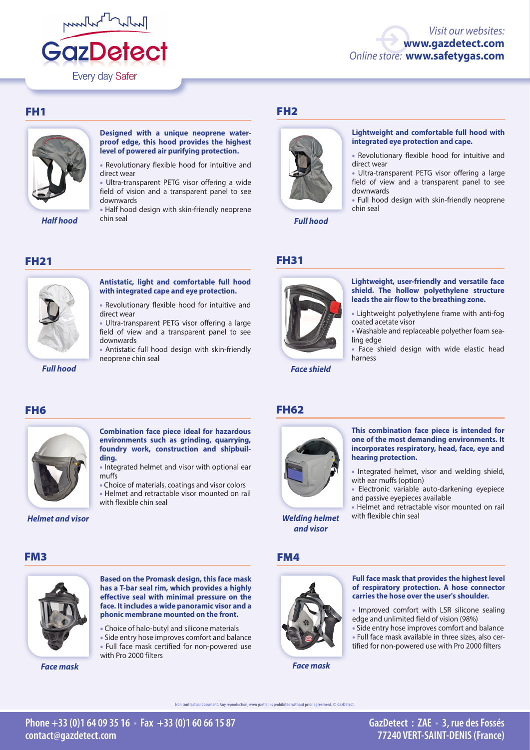Visit our websites: **www.gazdetect.com**
Online store: **www.safetygas.com**

## FH1

*Half hood*

**Designed with a unique neoprene waterproof edge, this hood provides the highest level of powered air purifying protection.**

- Revolutionary flexible hood for intuitive and direct wear
- Ultra-transparent PETG visor offering a wide field of vision and a transparent panel to see downwards
- Half hood design with skin-friendly neoprene chin seal

## FH2

*Full hood*

**Lightweight and comfortable full hood with integrated eye protection and cape.**

- Revolutionary flexible hood for intuitive and direct wear
- Ultra-transparent PETG visor offering a large field of view and a transparent panel to see downwards
- Full hood design with skin-friendly neoprene chin seal

## FH21

*Full hood*

**Antistatic, light and comfortable full hood with integrated cape and eye protection.**

- Revolutionary flexible hood for intuitive and direct wear
- Ultra-transparent PETG visor offering a large field of view and a transparent panel to see downwards
- Antistatic full hood design with skin-friendly neoprene chin seal

## FH31

*Face shield*

**Lightweight, user-friendly and versatile face shield. The hollow polyethylene structure leads the air flow to the breathing zone.**

- Lightweight polyethylene frame with anti-fog coated acetate visor
- Washable and replaceable polyether foam sealing edge
- Face shield design with wide elastic head harness

## FH6

*Helmet and visor*

**Combination face piece ideal for hazardous environments such as grinding, quarrying, foundry work, construction and shipbuilding.**

- Integrated helmet and visor with optional ear muffs
- Choice of materials, coatings and visor colors
- Helmet and retractable visor mounted on rail with flexible chin seal

## FH62

*Welding helmet and visor*

**This combination face piece is intended for one of the most demanding environments. It incorporates respiratory, head, face, eye and hearing protection.**

- Integrated helmet, visor and welding shield, with ear muffs (option)
- Electronic variable auto-darkening eyepiece and passive eyepieces available
- Helmet and retractable visor mounted on rail with flexible chin seal

## FM3

*Face mask*

**Based on the Promask design, this face mask has a T-bar seal rim, which provides a highly effective seal with minimal pressure on the face. It includes a wide panoramic visor and a phonic membrane mounted on the front.**

- Choice of halo-butyl and silicone materials
- Side entry hose improves comfort and balance
- Full face mask certified for non-powered use with Pro 2000 filters

## FM4

*Face mask*

**Full face mask that provides the highest level of respiratory protection. A hose connector carries the hose over the user's shoulder.**

- Improved comfort with LSR silicone sealing edge and unlimited field of vision (98%)
- Side entry hose improves comfort and balance
- Full face mask available in three sizes, also certified for non-powered use with Pro 2000 filters

Non contractual document. Any reproduction, even partial, is prohibited without prior agreement. © GazDetect.

**Phone +33 (0)1 64 09 35 16 • Fax +33 (0)1 60 66 15 87**
**contact@gazdetect.com**

**GazDetect : ZAE • 3, rue des Fossés**
**77240 VERT-SAINT-DENIS (France)**